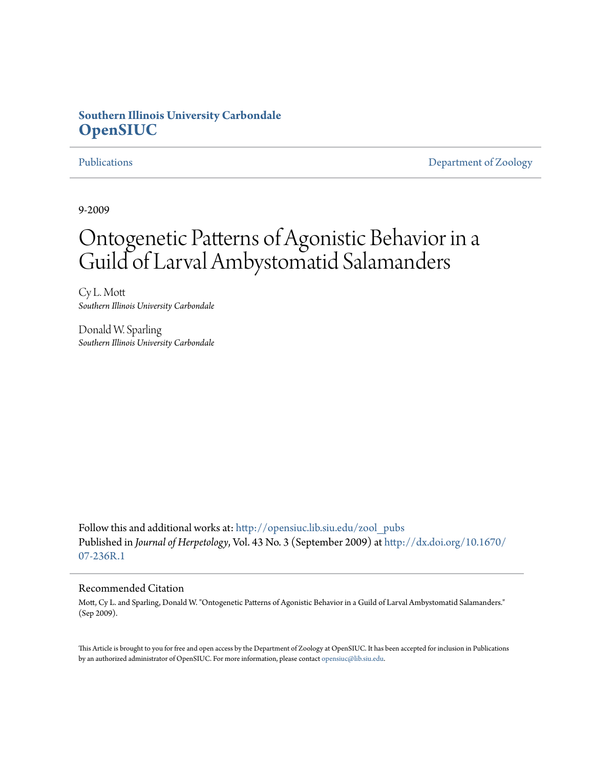**Southern Illinois University Carbondale**
**OpenSIUC**

Publications | Department of Zoology

9-2009

# Ontogenetic Patterns of Agonistic Behavior in a Guild of Larval Ambystomatid Salamanders

Cy L. Mott
*Southern Illinois University Carbondale*

Donald W. Sparling
*Southern Illinois University Carbondale*

Follow this and additional works at: http://opensiuc.lib.siu.edu/zool_pubs
Published in *Journal of Herpetology*, Vol. 43 No. 3 (September 2009) at http://dx.doi.org/10.1670/07-236R.1

## Recommended Citation

Mott, Cy L. and Sparling, Donald W. "Ontogenetic Patterns of Agonistic Behavior in a Guild of Larval Ambystomatid Salamanders." (Sep 2009).

This Article is brought to you for free and open access by the Department of Zoology at OpenSIUC. It has been accepted for inclusion in Publications by an authorized administrator of OpenSIUC. For more information, please contact opensiuc@lib.siu.edu.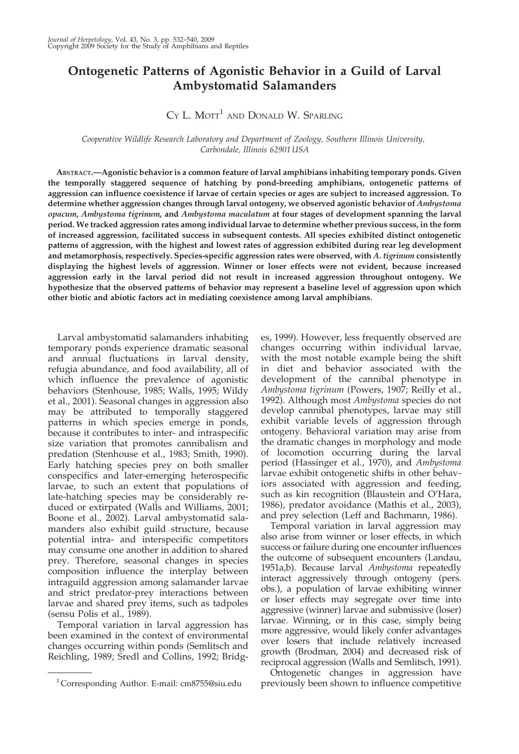# Ontogenetic Patterns of Agonistic Behavior in a Guild of Larval Ambystomatid Salamanders

Cy L. Mott[1] and Donald W. Sparling

*Cooperative Wildlife Research Laboratory and Department of Zoology, Southern Illinois University, Carbondale, Illinois 62901 USA*

**Abstract.—Agonistic behavior is a common feature of larval amphibians inhabiting temporary ponds. Given the temporally staggered sequence of hatching by pond-breeding amphibians, ontogenetic patterns of aggression can influence coexistence if larvae of certain species or ages are subject to increased aggression. To determine whether aggression changes through larval ontogeny, we observed agonistic behavior of *Ambystoma opacum*, *Ambystoma tigrinum*, and *Ambystoma maculatum* at four stages of development spanning the larval period. We tracked aggression rates among individual larvae to determine whether previous success, in the form of increased aggression, facilitated success in subsequent contests. All species exhibited distinct ontogenetic patterns of aggression, with the highest and lowest rates of aggression exhibited during rear leg development and metamorphosis, respectively. Species-specific aggression rates were observed, with *A. tigrinum* consistently displaying the highest levels of aggression. Winner or loser effects were not evident, because increased aggression early in the larval period did not result in increased aggression throughout ontogeny. We hypothesize that the observed patterns of behavior may represent a baseline level of aggression upon which other biotic and abiotic factors act in mediating coexistence among larval amphibians.**

Larval ambystomatid salamanders inhabiting temporary ponds experience dramatic seasonal and annual fluctuations in larval density, refugia abundance, and food availability, all of which influence the prevalence of agonistic behaviors (Stenhouse, 1985; Walls, 1995; Wildy et al., 2001). Seasonal changes in aggression also may be attributed to temporally staggered patterns in which species emerge in ponds, because it contributes to inter- and intraspecific size variation that promotes cannibalism and predation (Stenhouse et al., 1983; Smith, 1990). Early hatching species prey on both smaller conspecifics and later-emerging heterospecific larvae, to such an extent that populations of late-hatching species may be considerably reduced or extirpated (Walls and Williams, 2001; Boone et al., 2002). Larval ambystomatid salamanders also exhibit guild structure, because potential intra- and interspecific competitors may consume one another in addition to shared prey. Therefore, seasonal changes in species composition influence the interplay between intraguild aggression among salamander larvae and strict predator-prey interactions between larvae and shared prey items, such as tadpoles (sensu Polis et al., 1989).

Temporal variation in larval aggression has been examined in the context of environmental changes occurring within ponds (Semlitsch and Reichling, 1989; Sredl and Collins, 1992; Bridges, 1999). However, less frequently observed are changes occurring within individual larvae, with the most notable example being the shift in diet and behavior associated with the development of the cannibal phenotype in *Ambystoma tigrinum* (Powers, 1907; Reilly et al., 1992). Although most *Ambystoma* species do not develop cannibal phenotypes, larvae may still exhibit variable levels of aggression through ontogeny. Behavioral variation may arise from the dramatic changes in morphology and mode of locomotion occurring during the larval period (Hassinger et al., 1970), and *Ambystoma* larvae exhibit ontogenetic shifts in other behaviors associated with aggression and feeding, such as kin recognition (Blaustein and O'Hara, 1986), predator avoidance (Mathis et al., 2003), and prey selection (Leff and Bachmann, 1986).

Temporal variation in larval aggression may also arise from winner or loser effects, in which success or failure during one encounter influences the outcome of subsequent encounters (Landau, 1951a,b). Because larval *Ambystoma* repeatedly interact aggressively through ontogeny (pers. obs.), a population of larvae exhibiting winner or loser effects may segregate over time into aggressive (winner) larvae and submissive (loser) larvae. Winning, or in this case, simply being more aggressive, would likely confer advantages over losers that include relatively increased growth (Brodman, 2004) and decreased risk of reciprocal aggression (Walls and Semlitsch, 1991).

Ontogenetic changes in aggression have previously been shown to influence competitive

[1] Corresponding Author. E-mail: cm8755@siu.edu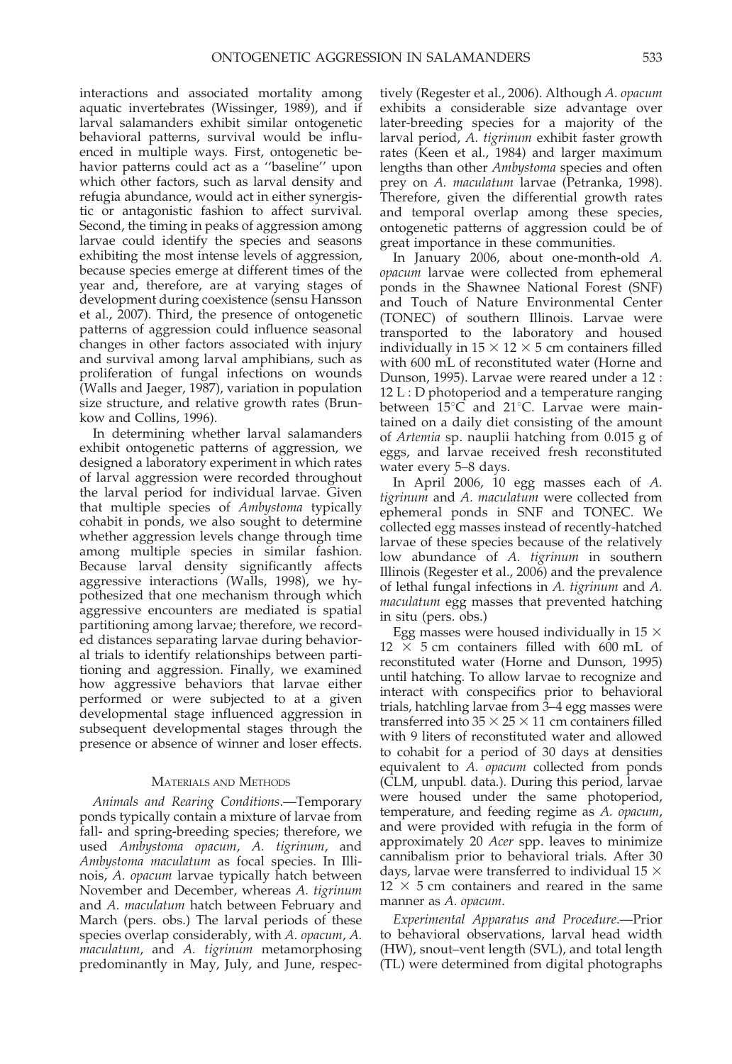interactions and associated mortality among aquatic invertebrates (Wissinger, 1989), and if larval salamanders exhibit similar ontogenetic behavioral patterns, survival would be influenced in multiple ways. First, ontogenetic behavior patterns could act as a ''baseline'' upon which other factors, such as larval density and refugia abundance, would act in either synergistic or antagonistic fashion to affect survival. Second, the timing in peaks of aggression among larvae could identify the species and seasons exhibiting the most intense levels of aggression, because species emerge at different times of the year and, therefore, are at varying stages of development during coexistence (sensu Hansson et al., 2007). Third, the presence of ontogenetic patterns of aggression could influence seasonal changes in other factors associated with injury and survival among larval amphibians, such as proliferation of fungal infections on wounds (Walls and Jaeger, 1987), variation in population size structure, and relative growth rates (Brunkow and Collins, 1996).

In determining whether larval salamanders exhibit ontogenetic patterns of aggression, we designed a laboratory experiment in which rates of larval aggression were recorded throughout the larval period for individual larvae. Given that multiple species of *Ambystoma* typically cohabit in ponds, we also sought to determine whether aggression levels change through time among multiple species in similar fashion. Because larval density significantly affects aggressive interactions (Walls, 1998), we hypothesized that one mechanism through which aggressive encounters are mediated is spatial partitioning among larvae; therefore, we recorded distances separating larvae during behavioral trials to identify relationships between partitioning and aggression. Finally, we examined how aggressive behaviors that larvae either performed or were subjected to at a given developmental stage influenced aggression in subsequent developmental stages through the presence or absence of winner and loser effects.

## Materials and Methods

*Animals and Rearing Conditions*.—Temporary ponds typically contain a mixture of larvae from fall- and spring-breeding species; therefore, we used *Ambystoma opacum*, *A. tigrinum*, and *Ambystoma maculatum* as focal species. In Illinois, *A. opacum* larvae typically hatch between November and December, whereas *A. tigrinum* and *A. maculatum* hatch between February and March (pers. obs.) The larval periods of these species overlap considerably, with *A. opacum*, *A. maculatum*, and *A. tigrinum* metamorphosing predominantly in May, July, and June, respectively (Regester et al., 2006). Although *A. opacum* exhibits a considerable size advantage over later-breeding species for a majority of the larval period, *A. tigrinum* exhibit faster growth rates (Keen et al., 1984) and larger maximum lengths than other *Ambystoma* species and often prey on *A. maculatum* larvae (Petranka, 1998). Therefore, given the differential growth rates and temporal overlap among these species, ontogenetic patterns of aggression could be of great importance in these communities.

In January 2006, about one-month-old *A. opacum* larvae were collected from ephemeral ponds in the Shawnee National Forest (SNF) and Touch of Nature Environmental Center (TONEC) of southern Illinois. Larvae were transported to the laboratory and housed individually in $15 \times 12 \times 5$ cm containers filled with 600 mL of reconstituted water (Horne and Dunson, 1995). Larvae were reared under a 12 : 12 L : D photoperiod and a temperature ranging between 15°C and 21°C. Larvae were maintained on a daily diet consisting of the amount of *Artemia* sp. nauplii hatching from 0.015 g of eggs, and larvae received fresh reconstituted water every 5–8 days.

In April 2006, 10 egg masses each of *A. tigrinum* and *A. maculatum* were collected from ephemeral ponds in SNF and TONEC. We collected egg masses instead of recently-hatched larvae of these species because of the relatively low abundance of *A. tigrinum* in southern Illinois (Regester et al., 2006) and the prevalence of lethal fungal infections in *A. tigrinum* and *A. maculatum* egg masses that prevented hatching in situ (pers. obs.)

Egg masses were housed individually in $15 \times 12 \times 5$ cm containers filled with 600 mL of reconstituted water (Horne and Dunson, 1995) until hatching. To allow larvae to recognize and interact with conspecifics prior to behavioral trials, hatchling larvae from 3–4 egg masses were transferred into $35 \times 25 \times 11$ cm containers filled with 9 liters of reconstituted water and allowed to cohabit for a period of 30 days at densities equivalent to *A. opacum* collected from ponds (CLM, unpubl. data.). During this period, larvae were housed under the same photoperiod, temperature, and feeding regime as *A. opacum*, and were provided with refugia in the form of approximately 20 *Acer* spp. leaves to minimize cannibalism prior to behavioral trials. After 30 days, larvae were transferred to individual $15 \times 12 \times 5$ cm containers and reared in the same manner as *A. opacum*.

*Experimental Apparatus and Procedure*.—Prior to behavioral observations, larval head width (HW), snout–vent length (SVL), and total length (TL) were determined from digital photographs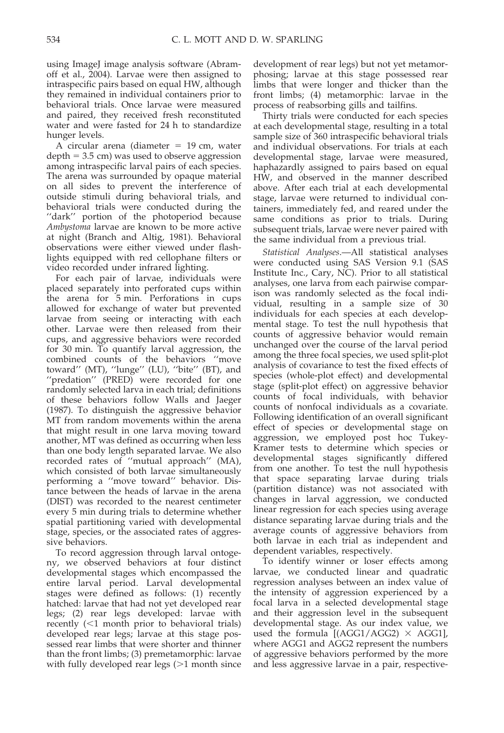using ImageJ image analysis software (Abramoff et al., 2004). Larvae were then assigned to intraspecific pairs based on equal HW, although they remained in individual containers prior to behavioral trials. Once larvae were measured and paired, they received fresh reconstituted water and were fasted for 24 h to standardize hunger levels.

A circular arena (diameter = 19 cm, water depth = 3.5 cm) was used to observe aggression among intraspecific larval pairs of each species. The arena was surrounded by opaque material on all sides to prevent the interference of outside stimuli during behavioral trials, and behavioral trials were conducted during the ''dark'' portion of the photoperiod because *Ambystoma* larvae are known to be more active at night (Branch and Altig, 1981). Behavioral observations were either viewed under flashlights equipped with red cellophane filters or video recorded under infrared lighting.

For each pair of larvae, individuals were placed separately into perforated cups within the arena for 5 min. Perforations in cups allowed for exchange of water but prevented larvae from seeing or interacting with each other. Larvae were then released from their cups, and aggressive behaviors were recorded for 30 min. To quantify larval aggression, the combined counts of the behaviors ''move toward'' (MT), ''lunge'' (LU), ''bite'' (BT), and ''predation'' (PRED) were recorded for one randomly selected larva in each trial; definitions of these behaviors follow Walls and Jaeger (1987). To distinguish the aggressive behavior MT from random movements within the arena that might result in one larva moving toward another, MT was defined as occurring when less than one body length separated larvae. We also recorded rates of ''mutual approach'' (MA), which consisted of both larvae simultaneously performing a ''move toward'' behavior. Distance between the heads of larvae in the arena (DIST) was recorded to the nearest centimeter every 5 min during trials to determine whether spatial partitioning varied with developmental stage, species, or the associated rates of aggressive behaviors.

To record aggression through larval ontogeny, we observed behaviors at four distinct developmental stages which encompassed the entire larval period. Larval developmental stages were defined as follows: (1) recently hatched: larvae that had not yet developed rear legs; (2) rear legs developed: larvae with recently (<1 month prior to behavioral trials) developed rear legs; larvae at this stage possessed rear limbs that were shorter and thinner than the front limbs; (3) premetamorphic: larvae with fully developed rear legs (>1 month since development of rear legs) but not yet metamorphosing; larvae at this stage possessed rear limbs that were longer and thicker than the front limbs; (4) metamorphic: larvae in the process of reabsorbing gills and tailfins.

Thirty trials were conducted for each species at each developmental stage, resulting in a total sample size of 360 intraspecific behavioral trials and individual observations. For trials at each developmental stage, larvae were measured, haphazardly assigned to pairs based on equal HW, and observed in the manner described above. After each trial at each developmental stage, larvae were returned to individual containers, immediately fed, and reared under the same conditions as prior to trials. During subsequent trials, larvae were never paired with the same individual from a previous trial.

*Statistical Analyses.*—All statistical analyses were conducted using SAS Version 9.1 (SAS Institute Inc., Cary, NC). Prior to all statistical analyses, one larva from each pairwise comparison was randomly selected as the focal individual, resulting in a sample size of 30 individuals for each species at each developmental stage. To test the null hypothesis that counts of aggressive behavior would remain unchanged over the course of the larval period among the three focal species, we used split-plot analysis of covariance to test the fixed effects of species (whole-plot effect) and developmental stage (split-plot effect) on aggressive behavior counts of focal individuals, with behavior counts of nonfocal individuals as a covariate. Following identification of an overall significant effect of species or developmental stage on aggression, we employed post hoc Tukey-Kramer tests to determine which species or developmental stages significantly differed from one another. To test the null hypothesis that space separating larvae during trials (partition distance) was not associated with changes in larval aggression, we conducted linear regression for each species using average distance separating larvae during trials and the average counts of aggressive behaviors from both larvae in each trial as independent and dependent variables, respectively.

To identify winner or loser effects among larvae, we conducted linear and quadratic regression analyses between an index value of the intensity of aggression experienced by a focal larva in a selected developmental stage and their aggression level in the subsequent developmental stage. As our index value, we used the formula $[(AGG1/AGG2) \times AGG1]$, where AGG1 and AGG2 represent the numbers of aggressive behaviors performed by the more and less aggressive larvae in a pair, respective-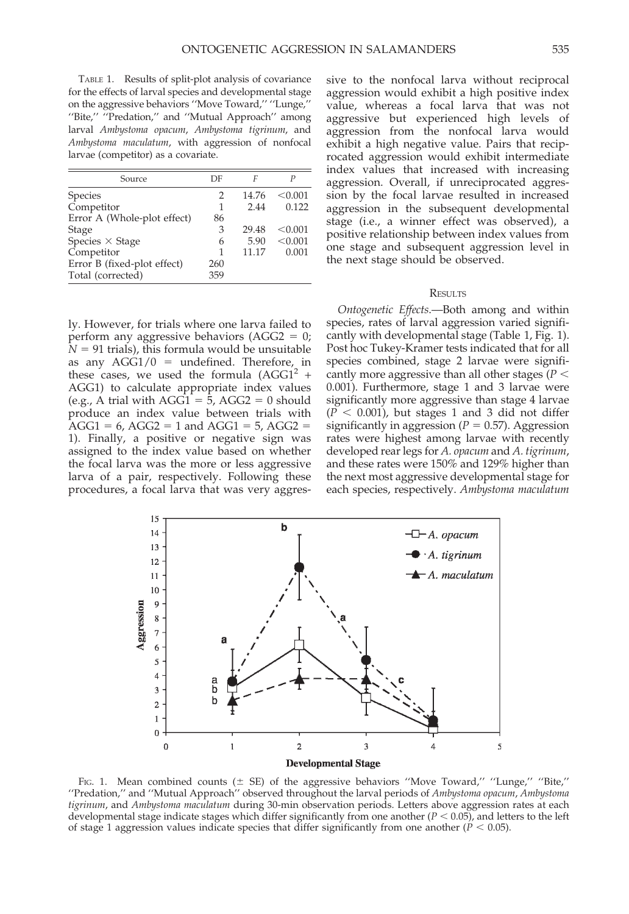TABLE 1. Results of split-plot analysis of covariance for the effects of larval species and developmental stage on the aggressive behaviors ''Move Toward,'' ''Lunge,'' ''Bite,'' ''Predation,'' and ''Mutual Approach'' among larval *Ambystoma opacum*, *Ambystoma tigrinum*, and *Ambystoma maculatum*, with aggression of nonfocal larvae (competitor) as a covariate.

| Source | DF | F | P |
|---|---|---|---|
| Species | 2 | 14.76 | <0.001 |
| Competitor | 1 | 2.44 | 0.122 |
| Error A (Whole-plot effect) | 86 | | |
| Stage | 3 | 29.48 | <0.001 |
| Species × Stage | 6 | 5.90 | <0.001 |
| Competitor | 1 | 11.17 | 0.001 |
| Error B (fixed-plot effect) | 260 | | |
| Total (corrected) | 359 | | |

ly. However, for trials where one larva failed to perform any aggressive behaviors (AGG2 = 0; $N = 91$ trials), this formula would be unsuitable as any AGG1/0 = undefined. Therefore, in these cases, we used the formula ($\text{AGG1}^2$ + AGG1) to calculate appropriate index values (e.g., A trial with AGG1 = 5, AGG2 = 0 should produce an index value between trials with AGG1 = 6, AGG2 = 1 and AGG1 = 5, AGG2 = 1). Finally, a positive or negative sign was assigned to the index value based on whether the focal larva was the more or less aggressive larva of a pair, respectively. Following these procedures, a focal larva that was very aggressive to the nonfocal larva without reciprocal aggression would exhibit a high positive index value, whereas a focal larva that was not aggressive but experienced high levels of aggression from the nonfocal larva would exhibit a high negative value. Pairs that reciprocated aggression would exhibit intermediate index values that increased with increasing aggression. Overall, if unreciprocated aggression by the focal larvae resulted in increased aggression in the subsequent developmental stage (i.e., a winner effect was observed), a positive relationship between index values from one stage and subsequent aggression level in the next stage should be observed.

## RESULTS

*Ontogenetic Effects.*—Both among and within species, rates of larval aggression varied significantly with developmental stage (Table 1, Fig. 1). Post hoc Tukey-Kramer tests indicated that for all species combined, stage 2 larvae were significantly more aggressive than all other stages ($P < 0.001$). Furthermore, stage 1 and 3 larvae were significantly more aggressive than stage 4 larvae ($P < 0.001$), but stages 1 and 3 did not differ significantly in aggression ($P = 0.57$). Aggression rates were highest among larvae with recently developed rear legs for *A. opacum* and *A. tigrinum*, and these rates were 150% and 129% higher than the next most aggressive developmental stage for each species, respectively. *Ambystoma maculatum*

FIG. 1. Mean combined counts (± SE) of the aggressive behaviors ''Move Toward,'' ''Lunge,'' ''Bite,'' ''Predation,'' and ''Mutual Approach'' observed throughout the larval periods of *Ambystoma opacum*, *Ambystoma tigrinum*, and *Ambystoma maculatum* during 30-min observation periods. Letters above aggression rates at each developmental stage indicate stages which differ significantly from one another ($P < 0.05$), and letters to the left of stage 1 aggression values indicate species that differ significantly from one another ($P < 0.05$).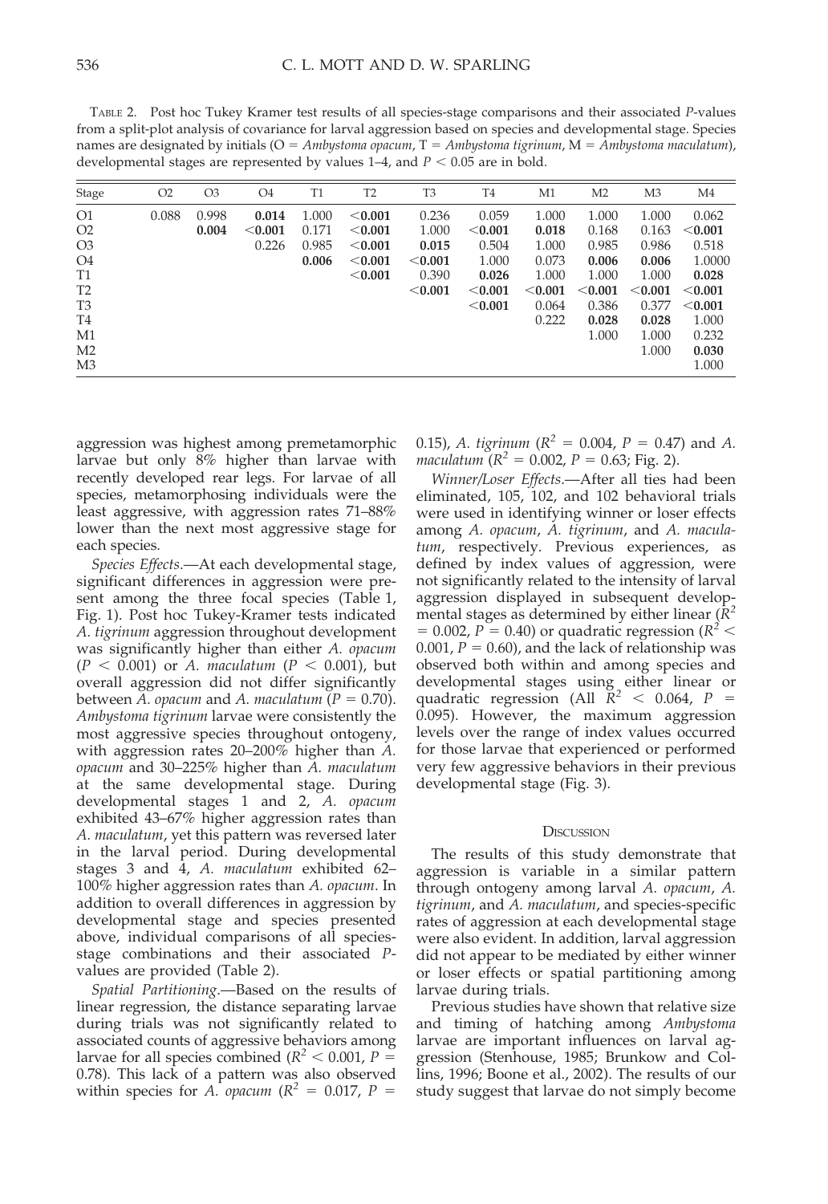TABLE 2. Post hoc Tukey Kramer test results of all species-stage comparisons and their associated *P*-values from a split-plot analysis of covariance for larval aggression based on species and developmental stage. Species names are designated by initials (O = *Ambystoma opacum*, T = *Ambystoma tigrinum*, M = *Ambystoma maculatum*), developmental stages are represented by values 1–4, and $P < 0.05$ are in bold.

| Stage | O2 | O3 | O4 | T1 | T2 | T3 | T4 | M1 | M2 | M3 | M4 |
|---|---|---|---|---|---|---|---|---|---|---|---|
| O1 | 0.088 | 0.998 | **0.014** | 1.000 | **<0.001** | 0.236 | 0.059 | 1.000 | 1.000 | 1.000 | 0.062 |
| O2 | | **0.004** | **<0.001** | 0.171 | **<0.001** | 1.000 | **<0.001** | **0.018** | 0.168 | 0.163 | **<0.001** |
| O3 | | | 0.226 | 0.985 | **<0.001** | **0.015** | 0.504 | 1.000 | 0.985 | 0.986 | 0.518 |
| O4 | | | | **0.006** | **<0.001** | **<0.001** | 1.000 | 0.073 | **0.006** | **0.006** | 1.0000 |
| T1 | | | | | **<0.001** | 0.390 | **0.026** | 1.000 | 1.000 | 1.000 | **0.028** |
| T2 | | | | | | **<0.001** | **<0.001** | **<0.001** | **<0.001** | **<0.001** | **<0.001** |
| T3 | | | | | | | **<0.001** | 0.064 | 0.386 | 0.377 | **<0.001** |
| T4 | | | | | | | | 0.222 | **0.028** | **0.028** | 1.000 |
| M1 | | | | | | | | | 1.000 | 1.000 | 0.232 |
| M2 | | | | | | | | | | 1.000 | **0.030** |
| M3 | | | | | | | | | | | 1.000 |

aggression was highest among premetamorphic larvae but only 8% higher than larvae with recently developed rear legs. For larvae of all species, metamorphosing individuals were the least aggressive, with aggression rates 71–88% lower than the next most aggressive stage for each species.

*Species Effects*.—At each developmental stage, significant differences in aggression were present among the three focal species (Table 1, Fig. 1). Post hoc Tukey-Kramer tests indicated *A. tigrinum* aggression throughout development was significantly higher than either *A. opacum* ($P < 0.001$) or *A. maculatum* ($P < 0.001$), but overall aggression did not differ significantly between *A. opacum* and *A. maculatum* ($P = 0.70$). *Ambystoma tigrinum* larvae were consistently the most aggressive species throughout ontogeny, with aggression rates 20–200% higher than *A. opacum* and 30–225% higher than *A. maculatum* at the same developmental stage. During developmental stages 1 and 2, *A. opacum* exhibited 43–67% higher aggression rates than *A. maculatum*, yet this pattern was reversed later in the larval period. During developmental stages 3 and 4, *A. maculatum* exhibited 62–100% higher aggression rates than *A. opacum*. In addition to overall differences in aggression by developmental stage and species presented above, individual comparisons of all species-stage combinations and their associated *P*-values are provided (Table 2).

*Spatial Partitioning*.—Based on the results of linear regression, the distance separating larvae during trials was not significantly related to associated counts of aggressive behaviors among larvae for all species combined ($R^2 < 0.001$, $P = 0.78$). This lack of a pattern was also observed within species for *A. opacum* ($R^2 = 0.017$, $P = 0.15$), *A. tigrinum* ($R^2 = 0.004$, $P = 0.47$) and *A. maculatum* ($R^2 = 0.002$, $P = 0.63$; Fig. 2).

*Winner/Loser Effects*.—After all ties had been eliminated, 105, 102, and 102 behavioral trials were used in identifying winner or loser effects among *A. opacum*, *A. tigrinum*, and *A. maculatum*, respectively. Previous experiences, as defined by index values of aggression, were not significantly related to the intensity of larval aggression displayed in subsequent developmental stages as determined by either linear ($R^2 = 0.002$, $P = 0.40$) or quadratic regression ($R^2 < 0.001$, $P = 0.60$), and the lack of relationship was observed both within and among species and developmental stages using either linear or quadratic regression (All $R^2 < 0.064$, $P = 0.095$). However, the maximum aggression levels over the range of index values occurred for those larvae that experienced or performed very few aggressive behaviors in their previous developmental stage (Fig. 3).

## DISCUSSION

The results of this study demonstrate that aggression is variable in a similar pattern through ontogeny among larval *A. opacum*, *A. tigrinum*, and *A. maculatum*, and species-specific rates of aggression at each developmental stage were also evident. In addition, larval aggression did not appear to be mediated by either winner or loser effects or spatial partitioning among larvae during trials.

Previous studies have shown that relative size and timing of hatching among *Ambystoma* larvae are important influences on larval aggression (Stenhouse, 1985; Brunkow and Collins, 1996; Boone et al., 2002). The results of our study suggest that larvae do not simply become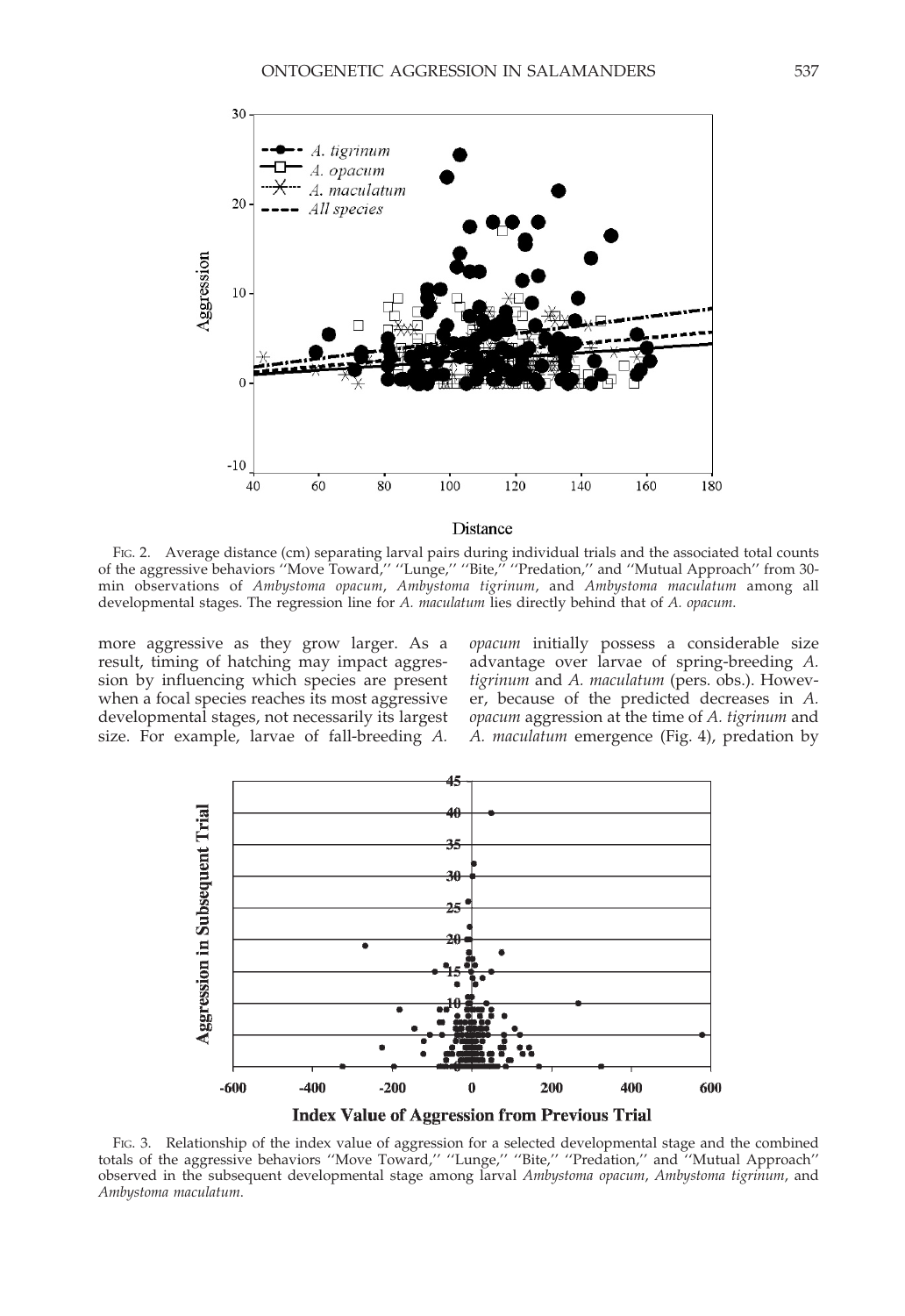FIG. 2. Average distance (cm) separating larval pairs during individual trials and the associated total counts of the aggressive behaviors ''Move Toward,'' ''Lunge,'' ''Bite,'' ''Predation,'' and ''Mutual Approach'' from 30-min observations of *Ambystoma opacum*, *Ambystoma tigrinum*, and *Ambystoma maculatum* among all developmental stages. The regression line for *A. maculatum* lies directly behind that of *A. opacum*.

more aggressive as they grow larger. As a result, timing of hatching may impact aggression by influencing which species are present when a focal species reaches its most aggressive developmental stages, not necessarily its largest size. For example, larvae of fall-breeding *A. opacum* initially possess a considerable size advantage over larvae of spring-breeding *A. tigrinum* and *A. maculatum* (pers. obs.). However, because of the predicted decreases in *A. opacum* aggression at the time of *A. tigrinum* and *A. maculatum* emergence (Fig. 4), predation by

FIG. 3. Relationship of the index value of aggression for a selected developmental stage and the combined totals of the aggressive behaviors ''Move Toward,'' ''Lunge,'' ''Bite,'' ''Predation,'' and ''Mutual Approach'' observed in the subsequent developmental stage among larval *Ambystoma opacum*, *Ambystoma tigrinum*, and *Ambystoma maculatum*.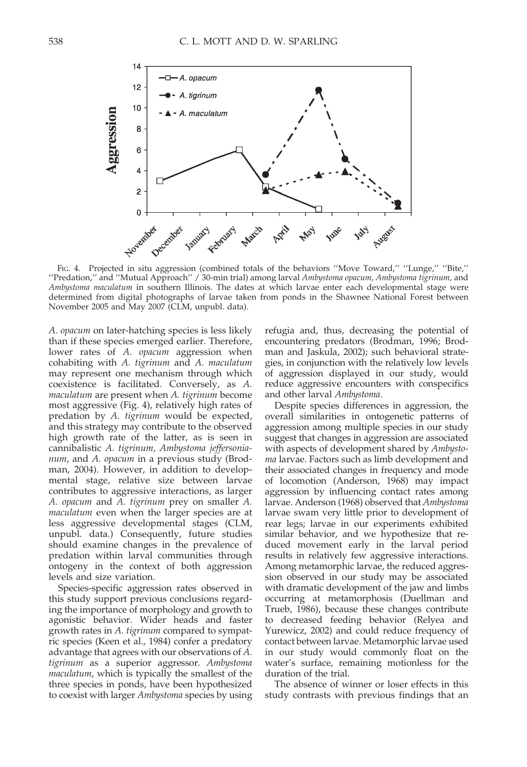FIG. 4. Projected in situ aggression (combined totals of the behaviors ''Move Toward,'' ''Lunge,'' ''Bite,'' ''Predation,'' and ''Mutual Approach'' / 30-min trial) among larval *Ambystoma opacum*, *Ambystoma tigrinum*, and *Ambystoma maculatum* in southern Illinois. The dates at which larvae enter each developmental stage were determined from digital photographs of larvae taken from ponds in the Shawnee National Forest between November 2005 and May 2007 (CLM, unpubl. data).

*A. opacum* on later-hatching species is less likely than if these species emerged earlier. Therefore, lower rates of *A. opacum* aggression when cohabiting with *A. tigrinum* and *A. maculatum* may represent one mechanism through which coexistence is facilitated. Conversely, as *A. maculatum* are present when *A. tigrinum* become most aggressive (Fig. 4), relatively high rates of predation by *A. tigrinum* would be expected, and this strategy may contribute to the observed high growth rate of the latter, as is seen in cannibalistic *A. tigrinum*, *Ambystoma jeffersonianum*, and *A. opacum* in a previous study (Brodman, 2004). However, in addition to developmental stage, relative size between larvae contributes to aggressive interactions, as larger *A. opacum* and *A. tigrinum* prey on smaller *A. maculatum* even when the larger species are at less aggressive developmental stages (CLM, unpubl. data.) Consequently, future studies should examine changes in the prevalence of predation within larval communities through ontogeny in the context of both aggression levels and size variation.

Species-specific aggression rates observed in this study support previous conclusions regarding the importance of morphology and growth to agonistic behavior. Wider heads and faster growth rates in *A. tigrinum* compared to sympatric species (Keen et al., 1984) confer a predatory advantage that agrees with our observations of *A. tigrinum* as a superior aggressor. *Ambystoma maculatum*, which is typically the smallest of the three species in ponds, have been hypothesized to coexist with larger *Ambystoma* species by using refugia and, thus, decreasing the potential of encountering predators (Brodman, 1996; Brodman and Jaskula, 2002); such behavioral strategies, in conjunction with the relatively low levels of aggression displayed in our study, would reduce aggressive encounters with conspecifics and other larval *Ambystoma*.

Despite species differences in aggression, the overall similarities in ontogenetic patterns of aggression among multiple species in our study suggest that changes in aggression are associated with aspects of development shared by *Ambystoma* larvae. Factors such as limb development and their associated changes in frequency and mode of locomotion (Anderson, 1968) may impact aggression by influencing contact rates among larvae. Anderson (1968) observed that *Ambystoma* larvae swam very little prior to development of rear legs; larvae in our experiments exhibited similar behavior, and we hypothesize that reduced movement early in the larval period results in relatively few aggressive interactions. Among metamorphic larvae, the reduced aggression observed in our study may be associated with dramatic development of the jaw and limbs occurring at metamorphosis (Duellman and Trueb, 1986), because these changes contribute to decreased feeding behavior (Relyea and Yurewicz, 2002) and could reduce frequency of contact between larvae. Metamorphic larvae used in our study would commonly float on the water's surface, remaining motionless for the duration of the trial.

The absence of winner or loser effects in this study contrasts with previous findings that an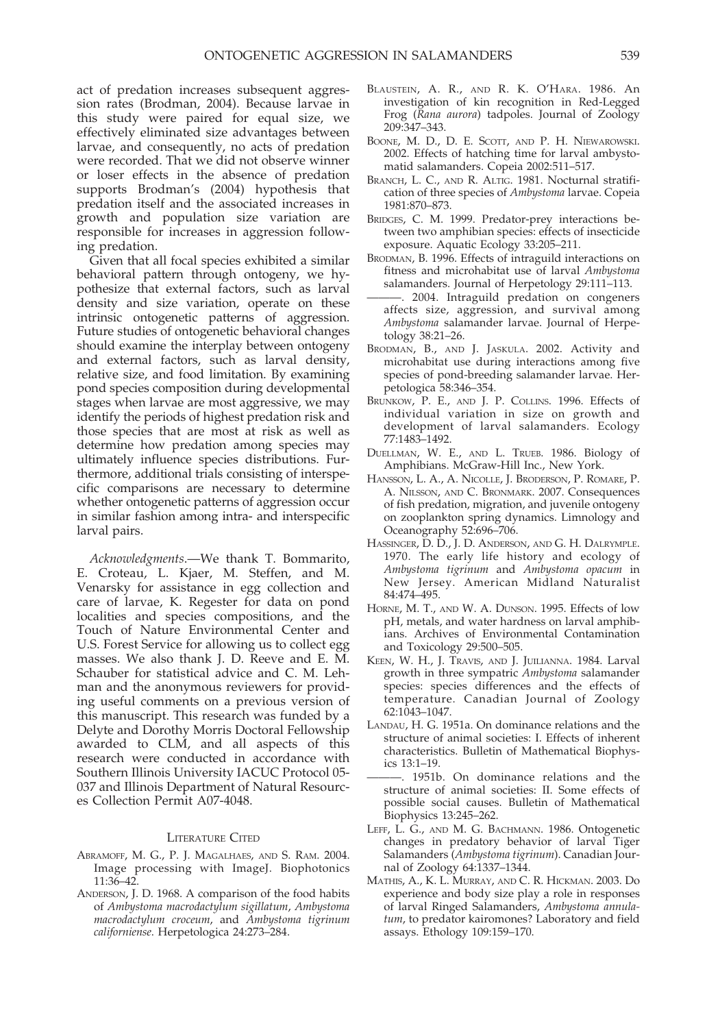act of predation increases subsequent aggression rates (Brodman, 2004). Because larvae in this study were paired for equal size, we effectively eliminated size advantages between larvae, and consequently, no acts of predation were recorded. That we did not observe winner or loser effects in the absence of predation supports Brodman's (2004) hypothesis that predation itself and the associated increases in growth and population size variation are responsible for increases in aggression following predation.

Given that all focal species exhibited a similar behavioral pattern through ontogeny, we hypothesize that external factors, such as larval density and size variation, operate on these intrinsic ontogenetic patterns of aggression. Future studies of ontogenetic behavioral changes should examine the interplay between ontogeny and external factors, such as larval density, relative size, and food limitation. By examining pond species composition during developmental stages when larvae are most aggressive, we may identify the periods of highest predation risk and those species that are most at risk as well as determine how predation among species may ultimately influence species distributions. Furthermore, additional trials consisting of interspecific comparisons are necessary to determine whether ontogenetic patterns of aggression occur in similar fashion among intra- and interspecific larval pairs.

*Acknowledgments*.—We thank T. Bommarito, E. Croteau, L. Kjaer, M. Steffen, and M. Venarsky for assistance in egg collection and care of larvae, K. Regester for data on pond localities and species compositions, and the Touch of Nature Environmental Center and U.S. Forest Service for allowing us to collect egg masses. We also thank J. D. Reeve and E. M. Schauber for statistical advice and C. M. Lehman and the anonymous reviewers for providing useful comments on a previous version of this manuscript. This research was funded by a Delyte and Dorothy Morris Doctoral Fellowship awarded to CLM, and all aspects of this research were conducted in accordance with Southern Illinois University IACUC Protocol 05-037 and Illinois Department of Natural Resources Collection Permit A07-4048.

## Literature Cited

Abramoff, M. G., P. J. Magalhaes, and S. Ram. 2004. Image processing with ImageJ. Biophotonics 11:36–42.

Anderson, J. D. 1968. A comparison of the food habits of *Ambystoma macrodactylum sigillatum*, *Ambystoma macrodactylum croceum*, and *Ambystoma tigrinum californiense*. Herpetologica 24:273–284.

Blaustein, A. R., and R. K. O'Hara. 1986. An investigation of kin recognition in Red-Legged Frog (*Rana aurora*) tadpoles. Journal of Zoology 209:347–343.

Boone, M. D., D. E. Scott, and P. H. Niewarowski. 2002. Effects of hatching time for larval ambystomatid salamanders. Copeia 2002:511–517.

Branch, L. C., and R. Altig. 1981. Nocturnal stratification of three species of *Ambystoma* larvae. Copeia 1981:870–873.

Bridges, C. M. 1999. Predator-prey interactions between two amphibian species: effects of insecticide exposure. Aquatic Ecology 33:205–211.

Brodman, B. 1996. Effects of intraguild interactions on fitness and microhabitat use of larval *Ambystoma* salamanders. Journal of Herpetology 29:111–113.

———. 2004. Intraguild predation on congeners affects size, aggression, and survival among *Ambystoma* salamander larvae. Journal of Herpetology 38:21–26.

Brodman, B., and J. Jaskula. 2002. Activity and microhabitat use during interactions among five species of pond-breeding salamander larvae. Herpetologica 58:346–354.

Brunkow, P. E., and J. P. Collins. 1996. Effects of individual variation in size on growth and development of larval salamanders. Ecology 77:1483–1492.

Duellman, W. E., and L. Trueb. 1986. Biology of Amphibians. McGraw-Hill Inc., New York.

Hansson, L. A., A. Nicolle, J. Broderson, P. Romare, P. A. Nilsson, and C. Bronmark. 2007. Consequences of fish predation, migration, and juvenile ontogeny on zooplankton spring dynamics. Limnology and Oceanography 52:696–706.

Hassinger, D. D., J. D. Anderson, and G. H. Dalrymple. 1970. The early life history and ecology of *Ambystoma tigrinum* and *Ambystoma opacum* in New Jersey. American Midland Naturalist 84:474–495.

Horne, M. T., and W. A. Dunson. 1995. Effects of low pH, metals, and water hardness on larval amphibians. Archives of Environmental Contamination and Toxicology 29:500–505.

Keen, W. H., J. Travis, and J. Juilianna. 1984. Larval growth in three sympatric *Ambystoma* salamander species: species differences and the effects of temperature. Canadian Journal of Zoology 62:1043–1047.

Landau, H. G. 1951a. On dominance relations and the structure of animal societies: I. Effects of inherent characteristics. Bulletin of Mathematical Biophysics 13:1–19.

———. 1951b. On dominance relations and the structure of animal societies: II. Some effects of possible social causes. Bulletin of Mathematical Biophysics 13:245–262.

Leff, L. G., and M. G. Bachmann. 1986. Ontogenetic changes in predatory behavior of larval Tiger Salamanders (*Ambystoma tigrinum*). Canadian Journal of Zoology 64:1337–1344.

Mathis, A., K. L. Murray, and C. R. Hickman. 2003. Do experience and body size play a role in responses of larval Ringed Salamanders, *Ambystoma annulatum*, to predator kairomones? Laboratory and field assays. Ethology 109:159–170.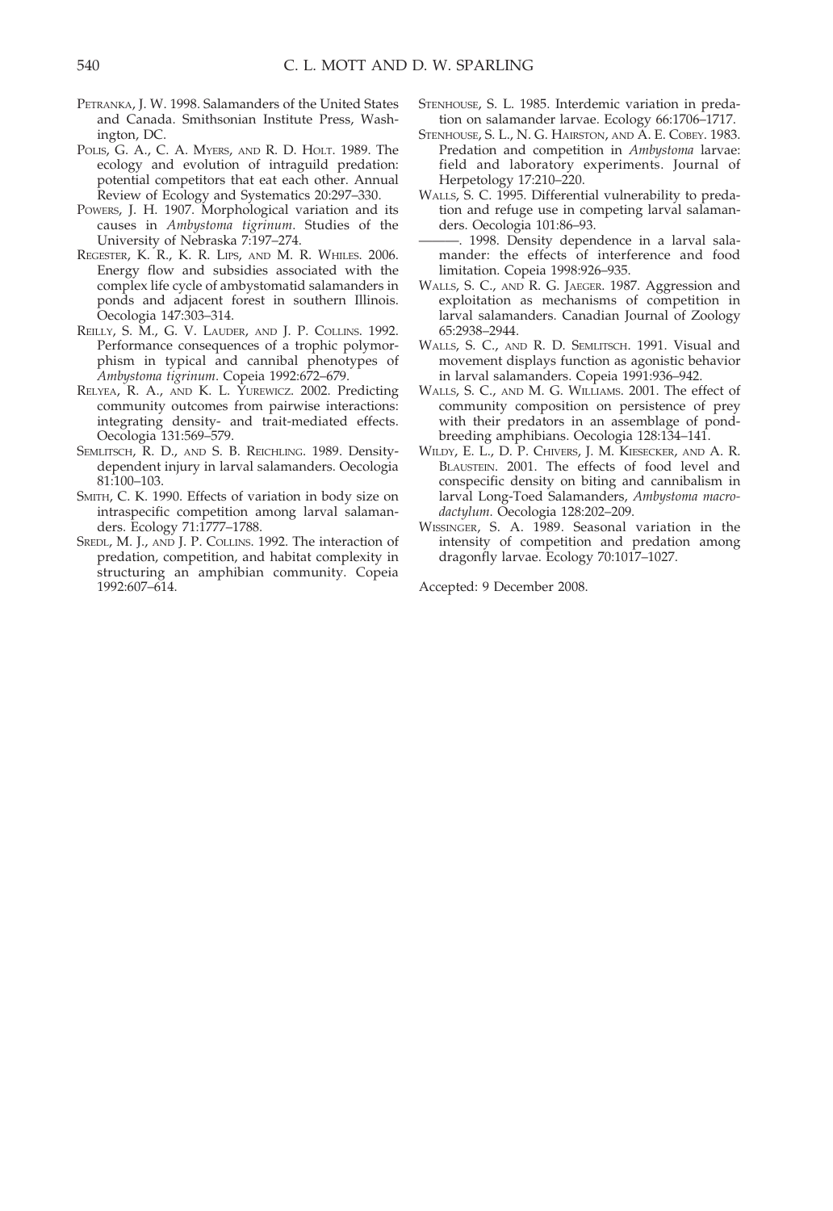PETRANKA, J. W. 1998. Salamanders of the United States and Canada. Smithsonian Institute Press, Washington, DC.

POLIS, G. A., C. A. MYERS, AND R. D. HOLT. 1989. The ecology and evolution of intraguild predation: potential competitors that eat each other. Annual Review of Ecology and Systematics 20:297–330.

POWERS, J. H. 1907. Morphological variation and its causes in *Ambystoma tigrinum*. Studies of the University of Nebraska 7:197–274.

REGESTER, K. R., K. R. LIPS, AND M. R. WHILES. 2006. Energy flow and subsidies associated with the complex life cycle of ambystomatid salamanders in ponds and adjacent forest in southern Illinois. Oecologia 147:303–314.

REILLY, S. M., G. V. LAUDER, AND J. P. COLLINS. 1992. Performance consequences of a trophic polymorphism in typical and cannibal phenotypes of *Ambystoma tigrinum*. Copeia 1992:672–679.

RELYEA, R. A., AND K. L. YUREWICZ. 2002. Predicting community outcomes from pairwise interactions: integrating density- and trait-mediated effects. Oecologia 131:569–579.

SEMLITSCH, R. D., AND S. B. REICHLING. 1989. Density-dependent injury in larval salamanders. Oecologia 81:100–103.

SMITH, C. K. 1990. Effects of variation in body size on intraspecific competition among larval salamanders. Ecology 71:1777–1788.

SREDL, M. J., AND J. P. COLLINS. 1992. The interaction of predation, competition, and habitat complexity in structuring an amphibian community. Copeia 1992:607–614.

STENHOUSE, S. L. 1985. Interdemic variation in predation on salamander larvae. Ecology 66:1706–1717.

STENHOUSE, S. L., N. G. HAIRSTON, AND A. E. COBEY. 1983. Predation and competition in *Ambystoma* larvae: field and laboratory experiments. Journal of Herpetology 17:210–220.

WALLS, S. C. 1995. Differential vulnerability to predation and refuge use in competing larval salamanders. Oecologia 101:86–93.

———. 1998. Density dependence in a larval salamander: the effects of interference and food limitation. Copeia 1998:926–935.

WALLS, S. C., AND R. G. JAEGER. 1987. Aggression and exploitation as mechanisms of competition in larval salamanders. Canadian Journal of Zoology 65:2938–2944.

WALLS, S. C., AND R. D. SEMLITSCH. 1991. Visual and movement displays function as agonistic behavior in larval salamanders. Copeia 1991:936–942.

WALLS, S. C., AND M. G. WILLIAMS. 2001. The effect of community composition on persistence of prey with their predators in an assemblage of pond-breeding amphibians. Oecologia 128:134–141.

WILDY, E. L., D. P. CHIVERS, J. M. KIESECKER, AND A. R. BLAUSTEIN. 2001. The effects of food level and conspecific density on biting and cannibalism in larval Long-Toed Salamanders, *Ambystoma macrodactylum*. Oecologia 128:202–209.

WISSINGER, S. A. 1989. Seasonal variation in the intensity of competition and predation among dragonfly larvae. Ecology 70:1017–1027.

Accepted: 9 December 2008.